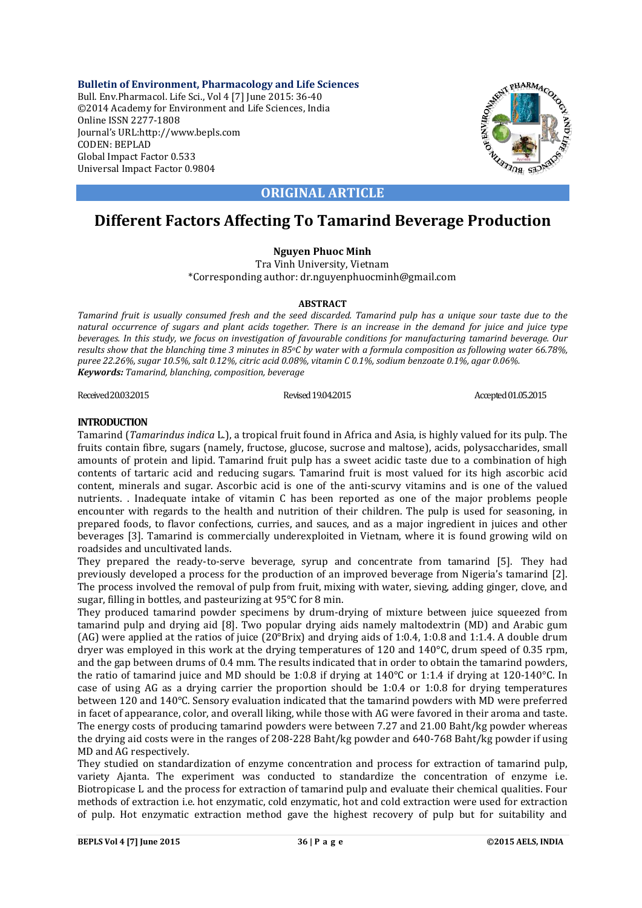**Bulletin of Environment, Pharmacology and Life Sciences**
Bull. Env.Pharmacol. Life Sci., Vol 4 [7] June 2015: 36-40
©2014 Academy for Environment and Life Sciences, India
Online ISSN 2277-1808
Journal's URL:http://www.bepls.com
CODEN: BEPLAD
Global Impact Factor 0.533
Universal Impact Factor 0.9804

**ORIGINAL ARTICLE**

# Different Factors Affecting To Tamarind Beverage Production

**Nguyen Phuoc Minh**

Tra Vinh University, Vietnam

*Corresponding author: dr.nguyenphuocminh@gmail.com

## ABSTRACT

*Tamarind fruit is usually consumed fresh and the seed discarded. Tamarind pulp has a unique sour taste due to the natural occurrence of sugars and plant acids together. There is an increase in the demand for juice and juice type beverages. In this study, we focus on investigation of favourable conditions for manufacturing tamarind beverage. Our results show that the blanching time 3 minutes in 85°C by water with a formula composition as following water 66.78%, puree 22.26%, sugar 10.5%, salt 0.12%, citric acid 0.08%, vitamin C 0.1%, sodium benzoate 0.1%, agar 0.06%.*

***Keywords:*** *Tamarind, blanching, composition, beverage*

Received 20.03.2015 Revised 19.04.2015 Accepted 01.05.2015

## INTRODUCTION

Tamarind (*Tamarindus indica* L.), a tropical fruit found in Africa and Asia, is highly valued for its pulp. The fruits contain fibre, sugars (namely, fructose, glucose, sucrose and maltose), acids, polysaccharides, small amounts of protein and lipid. Tamarind fruit pulp has a sweet acidic taste due to a combination of high contents of tartaric acid and reducing sugars. Tamarind fruit is most valued for its high ascorbic acid content, minerals and sugar. Ascorbic acid is one of the anti-scurvy vitamins and is one of the valued nutrients. . Inadequate intake of vitamin C has been reported as one of the major problems people encounter with regards to the health and nutrition of their children. The pulp is used for seasoning, in prepared foods, to flavor confections, curries, and sauces, and as a major ingredient in juices and other beverages [3]. Tamarind is commercially underexploited in Vietnam, where it is found growing wild on roadsides and uncultivated lands.

They prepared the ready-to-serve beverage, syrup and concentrate from tamarind [5]. They had previously developed a process for the production of an improved beverage from Nigeria's tamarind [2]. The process involved the removal of pulp from fruit, mixing with water, sieving, adding ginger, clove, and sugar, filling in bottles, and pasteurizing at 95°C for 8 min.

They produced tamarind powder specimens by drum-drying of mixture between juice squeezed from tamarind pulp and drying aid [8]. Two popular drying aids namely maltodextrin (MD) and Arabic gum (AG) were applied at the ratios of juice (20°Brix) and drying aids of 1:0.4, 1:0.8 and 1:1.4. A double drum dryer was employed in this work at the drying temperatures of 120 and 140°C, drum speed of 0.35 rpm, and the gap between drums of 0.4 mm. The results indicated that in order to obtain the tamarind powders, the ratio of tamarind juice and MD should be 1:0.8 if drying at 140°C or 1:1.4 if drying at 120-140°C. In case of using AG as a drying carrier the proportion should be 1:0.4 or 1:0.8 for drying temperatures between 120 and 140°C. Sensory evaluation indicated that the tamarind powders with MD were preferred in facet of appearance, color, and overall liking, while those with AG were favored in their aroma and taste. The energy costs of producing tamarind powders were between 7.27 and 21.00 Baht/kg powder whereas the drying aid costs were in the ranges of 208-228 Baht/kg powder and 640-768 Baht/kg powder if using MD and AG respectively.

They studied on standardization of enzyme concentration and process for extraction of tamarind pulp, variety Ajanta. The experiment was conducted to standardize the concentration of enzyme i.e. Biotropicase L and the process for extraction of tamarind pulp and evaluate their chemical qualities. Four methods of extraction i.e. hot enzymatic, cold enzymatic, hot and cold extraction were used for extraction of pulp. Hot enzymatic extraction method gave the highest recovery of pulp but for suitability and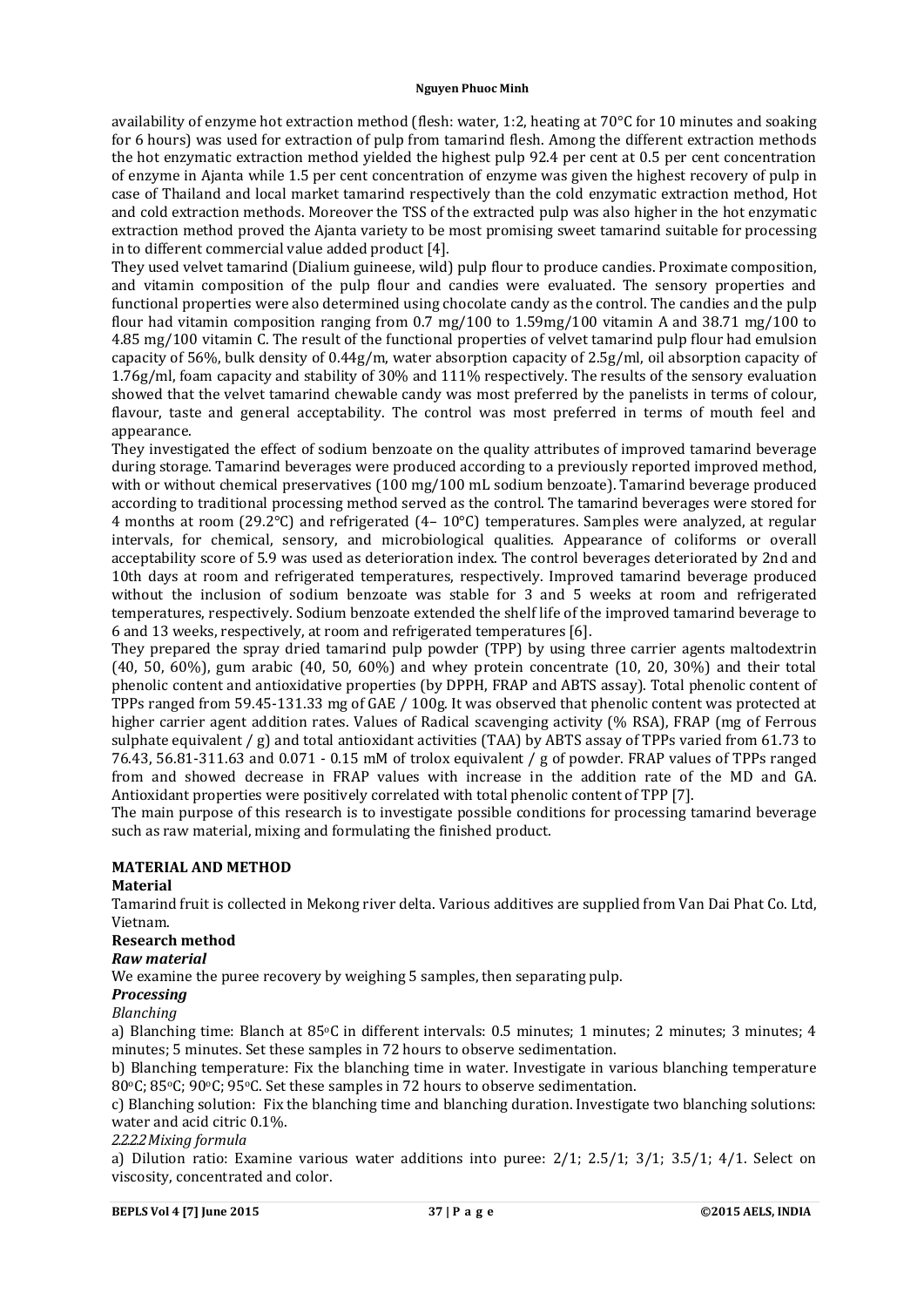availability of enzyme hot extraction method (flesh: water, 1:2, heating at 70°C for 10 minutes and soaking for 6 hours) was used for extraction of pulp from tamarind flesh. Among the different extraction methods the hot enzymatic extraction method yielded the highest pulp 92.4 per cent at 0.5 per cent concentration of enzyme in Ajanta while 1.5 per cent concentration of enzyme was given the highest recovery of pulp in case of Thailand and local market tamarind respectively than the cold enzymatic extraction method, Hot and cold extraction methods. Moreover the TSS of the extracted pulp was also higher in the hot enzymatic extraction method proved the Ajanta variety to be most promising sweet tamarind suitable for processing in to different commercial value added product [4].

They used velvet tamarind (Dialium guineese, wild) pulp flour to produce candies. Proximate composition, and vitamin composition of the pulp flour and candies were evaluated. The sensory properties and functional properties were also determined using chocolate candy as the control. The candies and the pulp flour had vitamin composition ranging from 0.7 mg/100 to 1.59mg/100 vitamin A and 38.71 mg/100 to 4.85 mg/100 vitamin C. The result of the functional properties of velvet tamarind pulp flour had emulsion capacity of 56%, bulk density of 0.44g/m, water absorption capacity of 2.5g/ml, oil absorption capacity of 1.76g/ml, foam capacity and stability of 30% and 111% respectively. The results of the sensory evaluation showed that the velvet tamarind chewable candy was most preferred by the panelists in terms of colour, flavour, taste and general acceptability. The control was most preferred in terms of mouth feel and appearance.

They investigated the effect of sodium benzoate on the quality attributes of improved tamarind beverage during storage. Tamarind beverages were produced according to a previously reported improved method, with or without chemical preservatives (100 mg/100 mL sodium benzoate). Tamarind beverage produced according to traditional processing method served as the control. The tamarind beverages were stored for 4 months at room (29.2°C) and refrigerated (4– 10°C) temperatures. Samples were analyzed, at regular intervals, for chemical, sensory, and microbiological qualities. Appearance of coliforms or overall acceptability score of 5.9 was used as deterioration index. The control beverages deteriorated by 2nd and 10th days at room and refrigerated temperatures, respectively. Improved tamarind beverage produced without the inclusion of sodium benzoate was stable for 3 and 5 weeks at room and refrigerated temperatures, respectively. Sodium benzoate extended the shelf life of the improved tamarind beverage to 6 and 13 weeks, respectively, at room and refrigerated temperatures [6].

They prepared the spray dried tamarind pulp powder (TPP) by using three carrier agents maltodextrin (40, 50, 60%), gum arabic (40, 50, 60%) and whey protein concentrate (10, 20, 30%) and their total phenolic content and antioxidative properties (by DPPH, FRAP and ABTS assay). Total phenolic content of TPPs ranged from 59.45-131.33 mg of GAE / 100g. It was observed that phenolic content was protected at higher carrier agent addition rates. Values of Radical scavenging activity (% RSA), FRAP (mg of Ferrous sulphate equivalent / g) and total antioxidant activities (TAA) by ABTS assay of TPPs varied from 61.73 to 76.43, 56.81-311.63 and 0.071 - 0.15 mM of trolox equivalent / g of powder. FRAP values of TPPs ranged from and showed decrease in FRAP values with increase in the addition rate of the MD and GA. Antioxidant properties were positively correlated with total phenolic content of TPP [7].

The main purpose of this research is to investigate possible conditions for processing tamarind beverage such as raw material, mixing and formulating the finished product.

## MATERIAL AND METHOD

### Material

Tamarind fruit is collected in Mekong river delta. Various additives are supplied from Van Dai Phat Co. Ltd, Vietnam.

### Research method

#### *Raw material*

We examine the puree recovery by weighing 5 samples, then separating pulp.

#### *Processing*

*Blanching*

a) Blanching time: Blanch at 85°C in different intervals: 0.5 minutes; 1 minutes; 2 minutes; 3 minutes; 4 minutes; 5 minutes. Set these samples in 72 hours to observe sedimentation.

b) Blanching temperature: Fix the blanching time in water. Investigate in various blanching temperature 80°C; 85°C; 90°C; 95°C. Set these samples in 72 hours to observe sedimentation.

c) Blanching solution: Fix the blanching time and blanching duration. Investigate two blanching solutions: water and acid citric 0.1%.

*2.2.2.2 Mixing formula*

a) Dilution ratio: Examine various water additions into puree: 2/1; 2.5/1; 3/1; 3.5/1; 4/1. Select on viscosity, concentrated and color.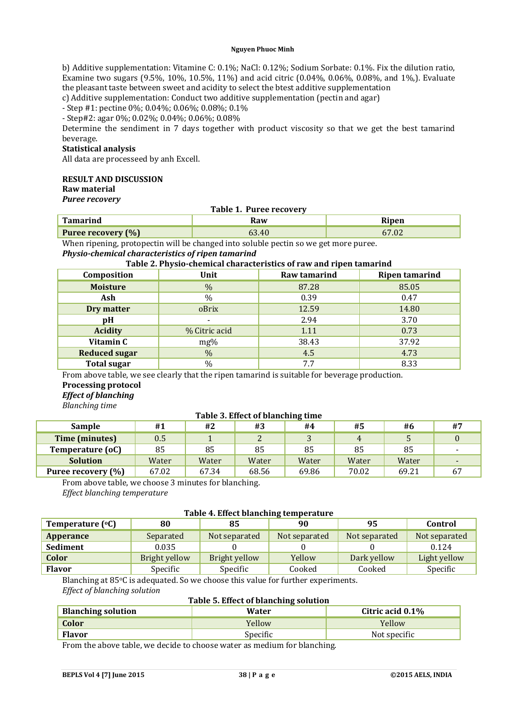b) Additive supplementation: Vitamine C: 0.1%; NaCl: 0.12%; Sodium Sorbate: 0.1%. Fix the dilution ratio, Examine two sugars (9.5%, 10%, 10.5%, 11%) and acid citric (0.04%, 0.06%, 0.08%, and 1%,). Evaluate the pleasant taste between sweet and acidity to select the btest additive supplementation

c) Additive supplementation: Conduct two additive supplementation (pectin and agar)

- Step #1: pectine 0%; 0.04%; 0.06%; 0.08%; 0.1%
- Step#2: agar 0%; 0.02%; 0.04%; 0.06%; 0.08%

Determine the sendiment in 7 days together with product viscosity so that we get the best tamarind beverage.

**Statistical analysis**

All data are processeed by anh Excell.

## RESULT AND DISCUSSION

**Raw material**

***Puree recovery***

**Table 1. Puree recovery**

| Tamarind | Raw | Ripen |
|---|---|---|
| **Puree recovery (%)** | 63.40 | 67.02 |

When ripening, protopectin will be changed into soluble pectin so we get more puree.

***Physio-chemical characteristics of ripen tamarind***

**Table 2. Physio-chemical characteristics of raw and ripen tamarind**

| Composition | Unit | Raw tamarind | Ripen tamarind |
|---|---|---|---|
| **Moisture** | % | 87.28 | 85.05 |
| **Ash** | % | 0.39 | 0.47 |
| **Dry matter** | oBrix | 12.59 | 14.80 |
| **pH** | - | 2.94 | 3.70 |
| **Acidity** | % Citric acid | 1.11 | 0.73 |
| **Vitamin C** | mg% | 38.43 | 37.92 |
| **Reduced sugar** | % | 4.5 | 4.73 |
| **Total sugar** | % | 7.7 | 8.33 |

From above table, we see clearly that the ripen tamarind is suitable for beverage production.

**Processing protocol**

***Effect of blanching***

*Blanching time*

**Table 3. Effect of blanching time**

| Sample | #1 | #2 | #3 | #4 | #5 | #6 | #7 |
|---|---|---|---|---|---|---|---|
| **Time (minutes)** | 0.5 | 1 | 2 | 3 | 4 | 5 | 0 |
| **Temperature (oC)** | 85 | 85 | 85 | 85 | 85 | 85 | - |
| **Solution** | Water | Water | Water | Water | Water | Water | - |
| **Puree recovery (%)** | 67.02 | 67.34 | 68.56 | 69.86 | 70.02 | 69.21 | 67 |

From above table, we choose 3 minutes for blanching.

*Effect blanching temperature*

**Table 4. Effect blanching temperature**

| Temperature (oC) | 80 | 85 | 90 | 95 | Control |
|---|---|---|---|---|---|
| **Apperance** | Separated | Not separated | Not separated | Not separated | Not separated |
| **Sediment** | 0.035 | 0 | 0 | 0 | 0.124 |
| **Color** | Bright yellow | Bright yellow | Yellow | Dark yellow | Light yellow |
| **Flavor** | Specific | Specific | Cooked | Cooked | Specific |

Blanching at 85oC is adequated. So we choose this value for further experiments.

*Effect of blanching solution*

**Table 5. Effect of blanching solution**

| Blanching solution | Water | Citric acid 0.1% |
|---|---|---|
| **Color** | Yellow | Yellow |
| **Flavor** | Specific | Not specific |

From the above table, we decide to choose water as medium for blanching.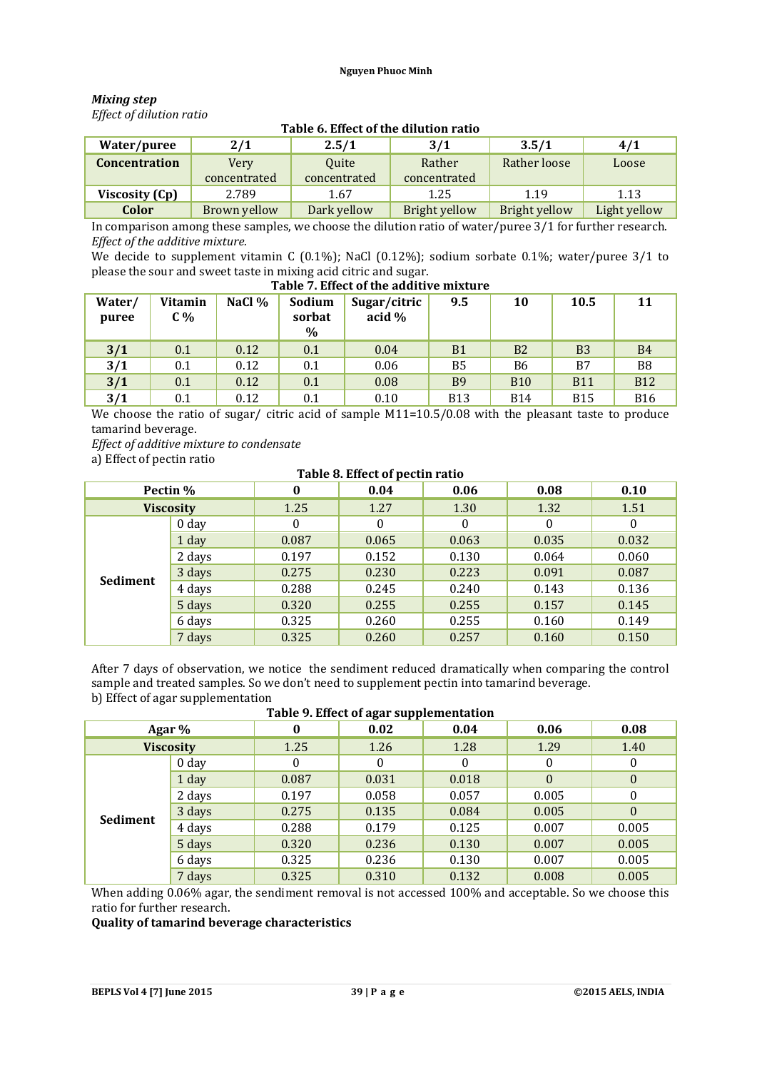***Mixing step***

*Effect of dilution ratio*

**Table 6. Effect of the dilution ratio**

| Water/puree | 2/1 | 2.5/1 | 3/1 | 3.5/1 | 4/1 |
|---|---|---|---|---|---|
| **Concentration** | Very concentrated | Quite concentrated | Rather concentrated | Rather loose | Loose |
| **Viscosity (Cp)** | 2.789 | 1.67 | 1.25 | 1.19 | 1.13 |
| **Color** | Brown yellow | Dark yellow | Bright yellow | Bright yellow | Light yellow |

In comparison among these samples, we choose the dilution ratio of water/puree 3/1 for further research.

*Effect of the additive mixture.*

We decide to supplement vitamin C (0.1%); NaCl (0.12%); sodium sorbate 0.1%; water/puree 3/1 to please the sour and sweet taste in mixing acid citric and sugar.

**Table 7. Effect of the additive mixture**

| Water/ puree | Vitamin C % | NaCl % | Sodium sorbat % | Sugar/citric acid % | 9.5 | 10 | 10.5 | 11 |
|---|---|---|---|---|---|---|---|---|
| **3/1** | 0.1 | 0.12 | 0.1 | 0.04 | B1 | B2 | B3 | B4 |
| **3/1** | 0.1 | 0.12 | 0.1 | 0.06 | B5 | B6 | B7 | B8 |
| **3/1** | 0.1 | 0.12 | 0.1 | 0.08 | B9 | B10 | B11 | B12 |
| **3/1** | 0.1 | 0.12 | 0.1 | 0.10 | B13 | B14 | B15 | B16 |

We choose the ratio of sugar/ citric acid of sample M11=10.5/0.08 with the pleasant taste to produce tamarind beverage.

*Effect of additive mixture to condensate*

a) Effect of pectin ratio

**Table 8. Effect of pectin ratio**

| Pectin % | | 0 | 0.04 | 0.06 | 0.08 | 0.10 |
|---|---|---|---|---|---|---|
| **Viscosity** | | 1.25 | 1.27 | 1.30 | 1.32 | 1.51 |
| **Sediment** | 0 day | 0 | 0 | 0 | 0 | 0 |
| | 1 day | 0.087 | 0.065 | 0.063 | 0.035 | 0.032 |
| | 2 days | 0.197 | 0.152 | 0.130 | 0.064 | 0.060 |
| | 3 days | 0.275 | 0.230 | 0.223 | 0.091 | 0.087 |
| | 4 days | 0.288 | 0.245 | 0.240 | 0.143 | 0.136 |
| | 5 days | 0.320 | 0.255 | 0.255 | 0.157 | 0.145 |
| | 6 days | 0.325 | 0.260 | 0.255 | 0.160 | 0.149 |
| | 7 days | 0.325 | 0.260 | 0.257 | 0.160 | 0.150 |

After 7 days of observation, we notice the sendiment reduced dramatically when comparing the control sample and treated samples. So we don't need to supplement pectin into tamarind beverage.

b) Effect of agar supplementation

**Table 9. Effect of agar supplementation**

| Agar % | | 0 | 0.02 | 0.04 | 0.06 | 0.08 |
|---|---|---|---|---|---|---|
| **Viscosity** | | 1.25 | 1.26 | 1.28 | 1.29 | 1.40 |
| **Sediment** | 0 day | 0 | 0 | 0 | 0 | 0 |
| | 1 day | 0.087 | 0.031 | 0.018 | 0 | 0 |
| | 2 days | 0.197 | 0.058 | 0.057 | 0.005 | 0 |
| | 3 days | 0.275 | 0.135 | 0.084 | 0.005 | 0 |
| | 4 days | 0.288 | 0.179 | 0.125 | 0.007 | 0.005 |
| | 5 days | 0.320 | 0.236 | 0.130 | 0.007 | 0.005 |
| | 6 days | 0.325 | 0.236 | 0.130 | 0.007 | 0.005 |
| | 7 days | 0.325 | 0.310 | 0.132 | 0.008 | 0.005 |

When adding 0.06% agar, the sendiment removal is not accessed 100% and acceptable. So we choose this ratio for further research.

**Quality of tamarind beverage characteristics**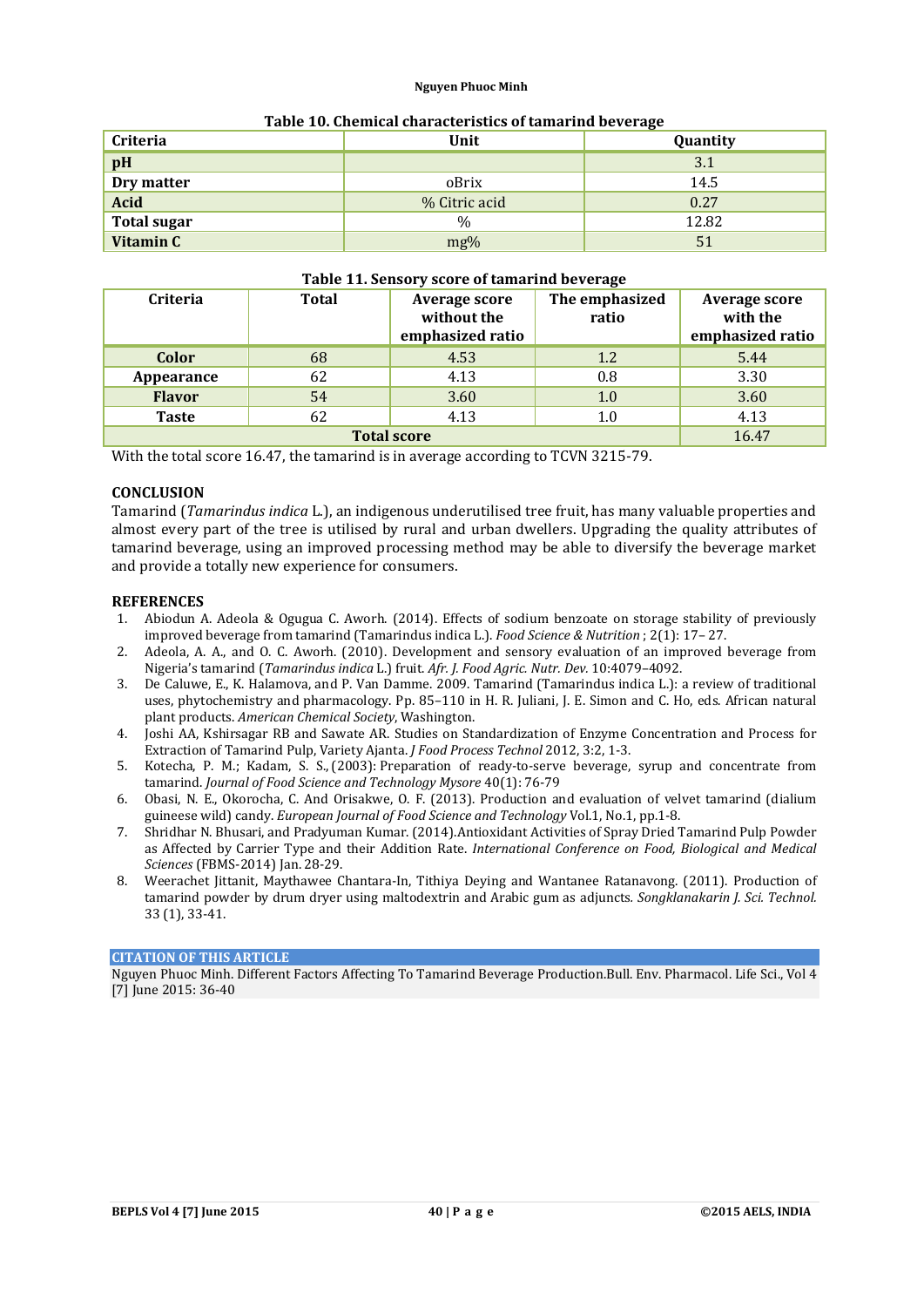**Table 10. Chemical characteristics of tamarind beverage**

| Criteria | Unit | Quantity |
|---|---|---|
| **pH** | | 3.1 |
| **Dry matter** | oBrix | 14.5 |
| **Acid** | % Citric acid | 0.27 |
| **Total sugar** | % | 12.82 |
| **Vitamin C** | mg% | 51 |

**Table 11. Sensory score of tamarind beverage**

| Criteria | Total | Average score without the emphasized ratio | The emphasized ratio | Average score with the emphasized ratio |
|---|---|---|---|---|
| **Color** | 68 | 4.53 | 1.2 | 5.44 |
| **Appearance** | 62 | 4.13 | 0.8 | 3.30 |
| **Flavor** | 54 | 3.60 | 1.0 | 3.60 |
| **Taste** | 62 | 4.13 | 1.0 | 4.13 |
| **Total score** | | | | 16.47 |

With the total score 16.47, the tamarind is in average according to TCVN 3215-79.

## CONCLUSION

Tamarind (*Tamarindus indica* L.), an indigenous underutilised tree fruit, has many valuable properties and almost every part of the tree is utilised by rural and urban dwellers. Upgrading the quality attributes of tamarind beverage, using an improved processing method may be able to diversify the beverage market and provide a totally new experience for consumers.

## REFERENCES

1. Abiodun A. Adeola & Ogugua C. Aworh. (2014). Effects of sodium benzoate on storage stability of previously improved beverage from tamarind (Tamarindus indica L.). *Food Science & Nutrition* ; 2(1): 17– 27.
2. Adeola, A. A., and O. C. Aworh. (2010). Development and sensory evaluation of an improved beverage from Nigeria's tamarind (*Tamarindus indica* L.) fruit. *Afr. J. Food Agric. Nutr. Dev.* 10:4079–4092.
3. De Caluwe, E., K. Halamova, and P. Van Damme. 2009. Tamarind (Tamarindus indica L.): a review of traditional uses, phytochemistry and pharmacology. Pp. 85–110 in H. R. Juliani, J. E. Simon and C. Ho, eds. African natural plant products. *American Chemical Society*, Washington.
4. Joshi AA, Kshirsagar RB and Sawate AR. Studies on Standardization of Enzyme Concentration and Process for Extraction of Tamarind Pulp, Variety Ajanta. *J Food Process Technol* 2012, 3:2, 1-3.
5. Kotecha, P. M.; Kadam, S. S., (2003): Preparation of ready-to-serve beverage, syrup and concentrate from tamarind. *Journal of Food Science and Technology Mysore* 40(1): 76-79
6. Obasi, N. E., Okorocha, C. And Orisakwe, O. F. (2013). Production and evaluation of velvet tamarind (dialium guineese wild) candy. *European Journal of Food Science and Technology* Vol.1, No.1, pp.1-8.
7. Shridhar N. Bhusari, and Pradyuman Kumar. (2014).Antioxidant Activities of Spray Dried Tamarind Pulp Powder as Affected by Carrier Type and their Addition Rate. *International Conference on Food, Biological and Medical Sciences* (FBMS-2014) Jan. 28-29.
8. Weerachet Jittanit, Maythawee Chantara-In, Tithiya Deying and Wantanee Ratanavong. (2011). Production of tamarind powder by drum dryer using maltodextrin and Arabic gum as adjuncts. *Songklanakarin J. Sci. Technol.* 33 (1), 33-41.

**CITATION OF THIS ARTICLE**

Nguyen Phuoc Minh. Different Factors Affecting To Tamarind Beverage Production.Bull. Env. Pharmacol. Life Sci., Vol 4 [7] June 2015: 36-40